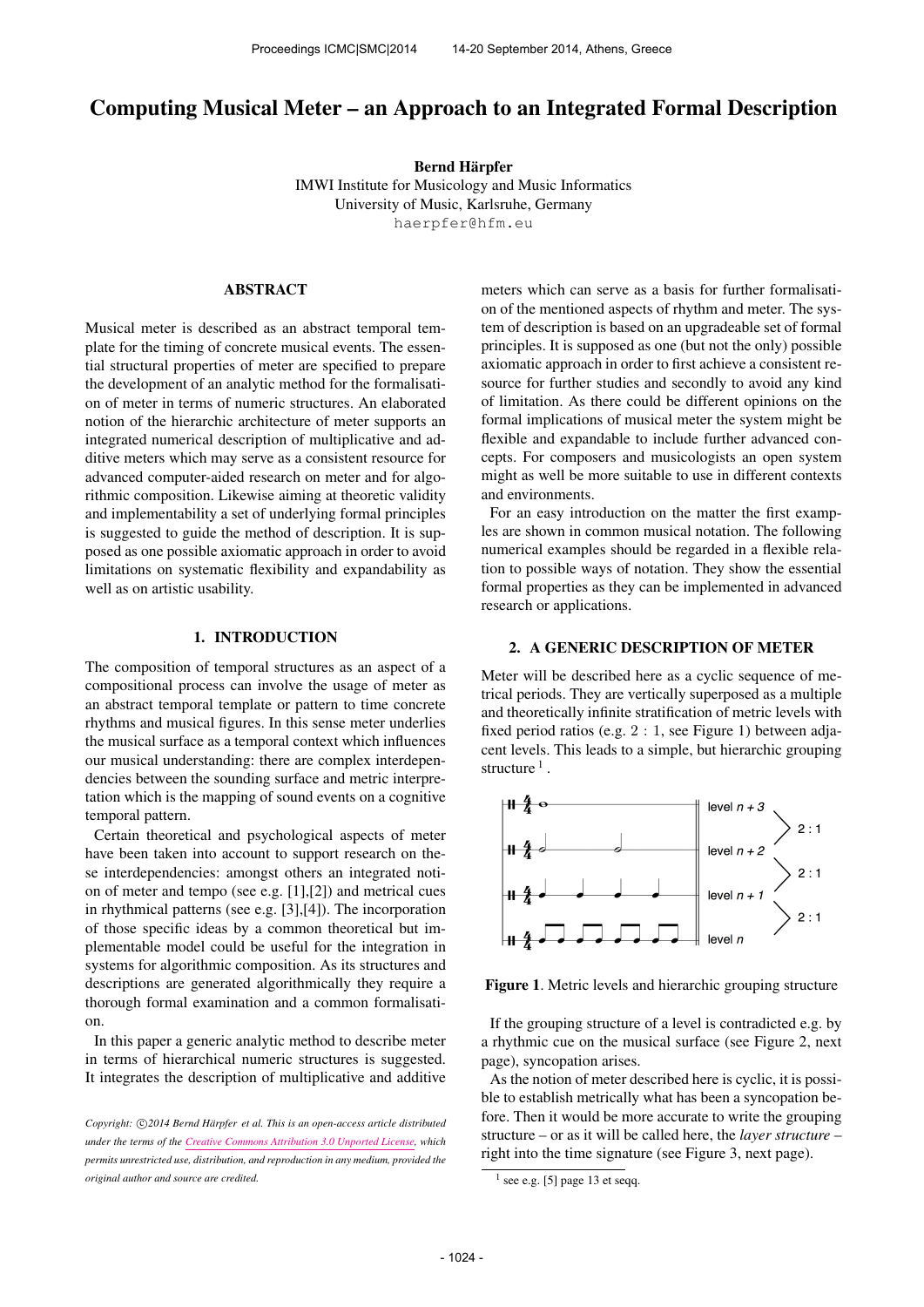# Computing Musical Meter – an Approach to an Integrated Formal Description

**Bernd Härpfer**
IMWI Institute for Musicology and Music Informatics
University of Music, Karlsruhe, Germany
haerpfer@hfm.eu

## ABSTRACT

Musical meter is described as an abstract temporal template for the timing of concrete musical events. The essential structural properties of meter are specified to prepare the development of an analytic method for the formalisation of meter in terms of numeric structures. An elaborated notion of the hierarchic architecture of meter supports an integrated numerical description of multiplicative and additive meters which may serve as a consistent resource for advanced computer-aided research on meter and for algorithmic composition. Likewise aiming at theoretic validity and implementability a set of underlying formal principles is suggested to guide the method of description. It is supposed as one possible axiomatic approach in order to avoid limitations on systematic flexibility and expandability as well as on artistic usability.

## 1. INTRODUCTION

The composition of temporal structures as an aspect of a compositional process can involve the usage of meter as an abstract temporal template or pattern to time concrete rhythms and musical figures. In this sense meter underlies the musical surface as a temporal context which influences our musical understanding: there are complex interdependencies between the sounding surface and metric interpretation which is the mapping of sound events on a cognitive temporal pattern.

Certain theoretical and psychological aspects of meter have been taken into account to support research on these interdependencies: amongst others an integrated notion of meter and tempo (see e.g. [1],[2]) and metrical cues in rhythmical patterns (see e.g. [3],[4]). The incorporation of those specific ideas by a common theoretical but implementable model could be useful for the integration in systems for algorithmic composition. As its structures and descriptions are generated algorithmically they require a thorough formal examination and a common formalisation.

In this paper a generic analytic method to describe meter in terms of hierarchical numeric structures is suggested. It integrates the description of multiplicative and additive meters which can serve as a basis for further formalisation of the mentioned aspects of rhythm and meter. The system of description is based on an upgradeable set of formal principles. It is supposed as one (but not the only) possible axiomatic approach in order to first achieve a consistent resource for further studies and secondly to avoid any kind of limitation. As there could be different opinions on the formal implications of musical meter the system might be flexible and expandable to include further advanced concepts. For composers and musicologists an open system might as well be more suitable to use in different contexts and environments.

For an easy introduction on the matter the first examples are shown in common musical notation. The following numerical examples should be regarded in a flexible relation to possible ways of notation. They show the essential formal properties as they can be implemented in advanced research or applications.

## 2. A GENERIC DESCRIPTION OF METER

Meter will be described here as a cyclic sequence of metrical periods. They are vertically superposed as a multiple and theoretically infinite stratification of metric levels with fixed period ratios (e.g. $2:1$, see Figure 1) between adjacent levels. This leads to a simple, but hierarchic grouping structure [1].

**Figure 1**. Metric levels and hierarchic grouping structure

If the grouping structure of a level is contradicted e.g. by a rhythmic cue on the musical surface (see Figure 2, next page), syncopation arises.

As the notion of meter described here is cyclic, it is possible to establish metrically what has been a syncopation before. Then it would be more accurate to write the grouping structure – or as it will be called here, the *layer structure* – right into the time signature (see Figure 3, next page).

[1] see e.g. [5] page 13 et seqq.

*Copyright: ©2014 Bernd Härpfer et al. This is an open-access article distributed under the terms of the Creative Commons Attribution 3.0 Unported License, which permits unrestricted use, distribution, and reproduction in any medium, provided the original author and source are credited.*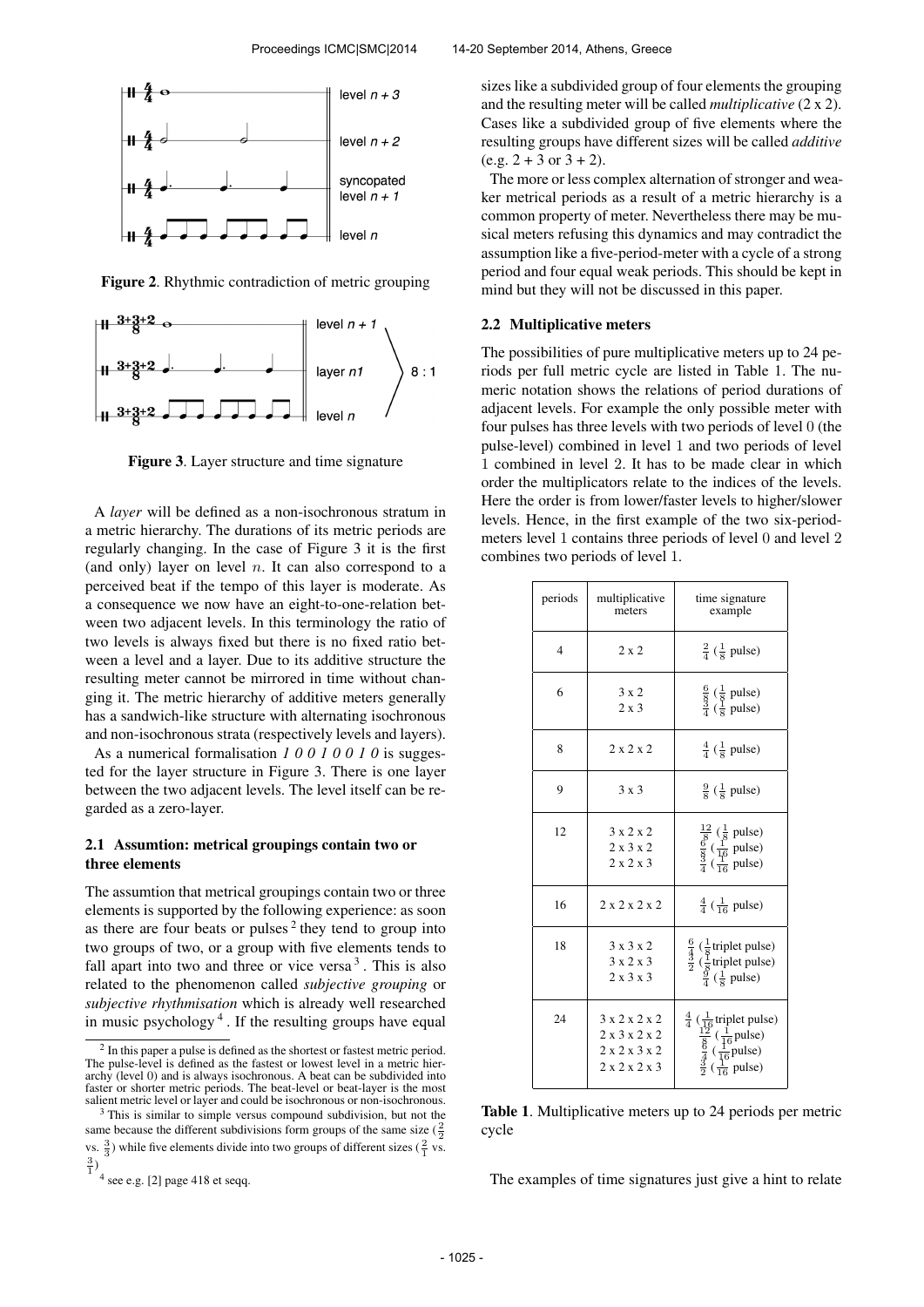Figure 2. Rhythmic contradiction of metric grouping

Figure 3. Layer structure and time signature

A *layer* will be defined as a non-isochronous stratum in a metric hierarchy. The durations of its metric periods are regularly changing. In the case of Figure 3 it is the first (and only) layer on level $n$. It can also correspond to a perceived beat if the tempo of this layer is moderate. As a consequence we now have an eight-to-one-relation between two adjacent levels. In this terminology the ratio of two levels is always fixed but there is no fixed ratio between a level and a layer. Due to its additive structure the resulting meter cannot be mirrored in time without changing it. The metric hierarchy of additive meters generally has a sandwich-like structure with alternating isochronous and non-isochronous strata (respectively levels and layers).

As a numerical formalisation *1 0 0 1 0 0 1 0* is suggested for the layer structure in Figure 3. There is one layer between the two adjacent levels. The level itself can be regarded as a zero-layer.

### 2.1 Assumtion: metrical groupings contain two or three elements

The assumtion that metrical groupings contain two or three elements is supported by the following experience: as soon as there are four beats or pulses [2] they tend to group into two groups of two, or a group with five elements tends to fall apart into two and three or vice versa [3]. This is also related to the phenomenon called *subjective grouping* or *subjective rhythmisation* which is already well researched in music psychology [4]. If the resulting groups have equal sizes like a subdivided group of four elements the grouping and the resulting meter will be called *multiplicative* (2 x 2). Cases like a subdivided group of five elements where the resulting groups have different sizes will be called *additive* (e.g. 2 + 3 or 3 + 2).

The more or less complex alternation of stronger and weaker metrical periods as a result of a metric hierarchy is a common property of meter. Nevertheless there may be musical meters refusing this dynamics and may contradict the assumption like a five-period-meter with a cycle of a strong period and four equal weak periods. This should be kept in mind but they will not be discussed in this paper.

### 2.2 Multiplicative meters

The possibilities of pure multiplicative meters up to 24 periods per full metric cycle are listed in Table 1. The numeric notation shows the relations of period durations of adjacent levels. For example the only possible meter with four pulses has three levels with two periods of level 0 (the pulse-level) combined in level 1 and two periods of level 1 combined in level 2. It has to be made clear in which order the multiplicators relate to the indices of the levels. Here the order is from lower/faster levels to higher/slower levels. Hence, in the first example of the two six-period-meters level 1 contains three periods of level 0 and level 2 combines two periods of level 1.

| periods | multiplicative meters | time signature example |
|---|---|---|
| 4 | 2 x 2 | $\frac{2}{4}$ ($\frac{1}{8}$ pulse) |
| 6 | 3 x 2<br>2 x 3 | $\frac{6}{8}$ ($\frac{1}{8}$ pulse)<br>$\frac{3}{4}$ ($\frac{1}{8}$ pulse) |
| 8 | 2 x 2 x 2 | $\frac{4}{4}$ ($\frac{1}{8}$ pulse) |
| 9 | 3 x 3 | $\frac{9}{8}$ ($\frac{1}{8}$ pulse) |
| 12 | 3 x 2 x 2<br>2 x 3 x 2<br>2 x 2 x 3 | $\frac{12}{8}$ ($\frac{1}{8}$ pulse)<br>$\frac{6}{8}$ ($\frac{1}{16}$ pulse)<br>$\frac{3}{4}$ ($\frac{1}{16}$ pulse) |
| 16 | 2 x 2 x 2 x 2 | $\frac{4}{4}$ ($\frac{1}{16}$ pulse) |
| 18 | 3 x 3 x 2<br>3 x 2 x 3<br>2 x 3 x 3 | $\frac{6}{4}$ ($\frac{1}{8}$triplet pulse)<br>$\frac{3}{2}$ ($\frac{1}{8}$triplet pulse)<br>$\frac{9}{4}$ ($\frac{1}{8}$ pulse) |
| 24 | 3 x 2 x 2 x 2<br>2 x 3 x 2 x 2<br>2 x 2 x 3 x 2<br>2 x 2 x 2 x 3 | $\frac{4}{4}$ ($\frac{1}{16}$triplet pulse)<br>$\frac{12}{8}$ ($\frac{1}{16}$pulse)<br>$\frac{6}{4}$ ($\frac{1}{16}$pulse)<br>$\frac{3}{2}$ ($\frac{1}{16}$ pulse) |

Table 1. Multiplicative meters up to 24 periods per metric cycle

The examples of time signatures just give a hint to relate

[2] In this paper a pulse is defined as the shortest or fastest metric period. The pulse-level is defined as the fastest or lowest level in a metric hierarchy (level 0) and is always isochronous. A beat can be subdivided into faster or shorter metric periods. The beat-level or beat-layer is the most salient metric level or layer and could be isochronous or non-isochronous.

[3] This is similar to simple versus compound subdivision, but not the same because the different subdivisions form groups of the same size ($\frac{2}{2}$ vs. $\frac{3}{3}$) while five elements divide into two groups of different sizes ($\frac{2}{1}$ vs. $\frac{3}{1}$)

[4] see e.g. [2] page 418 et seqq.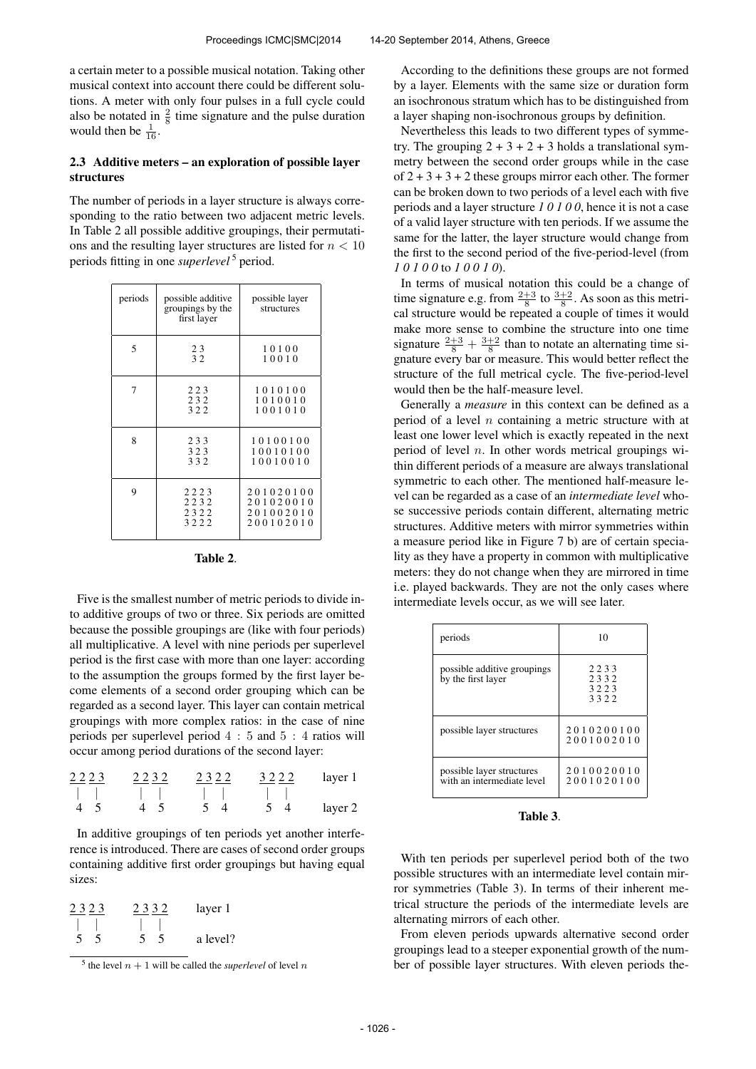a certain meter to a possible musical notation. Taking other musical context into account there could be different solutions. A meter with only four pulses in a full cycle could also be notated in $\frac{2}{8}$ time signature and the pulse duration would then be $\frac{1}{16}$.

### 2.3 Additive meters – an exploration of possible layer structures

The number of periods in a layer structure is always corresponding to the ratio between two adjacent metric levels. In Table 2 all possible additive groupings, their permutations and the resulting layer structures are listed for $n < 10$ periods fitting in one *superlevel*[5] period.

| periods | possible additive groupings by the first layer | possible layer structures |
|---|---|---|
| 5 | 2 3<br>3 2 | 1 0 1 0 0<br>1 0 0 1 0 |
| 7 | 2 2 3<br>2 3 2<br>3 2 2 | 1 0 1 0 1 0 0<br>1 0 1 0 0 1 0<br>1 0 0 1 0 1 0 |
| 8 | 2 3 3<br>3 2 3<br>3 3 2 | 1 0 1 0 0 1 0 0<br>1 0 0 1 0 1 0 0<br>1 0 0 1 0 0 1 0 |
| 9 | 2 2 2 3<br>2 2 3 2<br>2 3 2 2<br>3 2 2 2 | 2 0 1 0 2 0 1 0 0<br>2 0 1 0 2 0 0 1 0<br>2 0 1 0 0 2 0 1 0<br>2 0 0 1 0 2 0 1 0 |

**Table 2**.

Five is the smallest number of metric periods to divide into additive groups of two or three. Six periods are omitted because the possible groupings are (like with four periods) all multiplicative. A level with nine periods per superlevel period is the first case with more than one layer: according to the assumption the groups formed by the first layer become elements of a second order grouping which can be regarded as a second layer. This layer can contain metrical groupings with more complex ratios: in the case of nine periods per superlevel period $4 : 5$ and $5 : 4$ ratios will occur among period durations of the second layer:

```
2 2 2 3     2 2 3 2     2 3 2 2     3 2 2 2     layer 1
 |   |       |   |       |   |       |   |
 4   5       4   5       5   4       5   4      layer 2
```

In additive groupings of ten periods yet another interference is introduced. There are cases of second order groups containing additive first order groupings but having equal sizes:

```
2 3 2 3     2 3 3 2     layer 1
 |   |       |   |
 5   5       5   5      a level?
```

According to the definitions these groups are not formed by a layer. Elements with the same size or duration form an isochronous stratum which has to be distinguished from a layer shaping non-isochronous groups by definition.

Nevertheless this leads to two different types of symmetry. The grouping 2 + 3 + 2 + 3 holds a translational symmetry between the second order groups while in the case of 2 + 3 + 3 + 2 these groups mirror each other. The former can be broken down to two periods of a level each with five periods and a layer structure *1 0 1 0 0*, hence it is not a case of a valid layer structure with ten periods. If we assume the same for the latter, the layer structure would change from the first to the second period of the five-period-level (from *1 0 1 0 0* to *1 0 0 1 0*).

In terms of musical notation this could be a change of time signature e.g. from $\frac{2+3}{8}$ to $\frac{3+2}{8}$. As soon as this metrical structure would be repeated a couple of times it would make more sense to combine the structure into one time signature $\frac{2+3}{8} + \frac{3+2}{8}$ than to notate an alternating time signature every bar or measure. This would better reflect the structure of the full metrical cycle. The five-period-level would then be the half-measure level.

Generally a *measure* in this context can be defined as a period of a level $n$ containing a metric structure with at least one lower level which is exactly repeated in the next period of level $n$. In other words metrical groupings within different periods of a measure are always translational symmetric to each other. The mentioned half-measure level can be regarded as a case of an *intermediate level* whose successive periods contain different, alternating metric structures. Additive meters with mirror symmetries within a measure period like in Figure 7 b) are of certain speciality as they have a property in common with multiplicative meters: they do not change when they are mirrored in time i.e. played backwards. They are not the only cases where intermediate levels occur, as we will see later.

| periods | 10 |
|---|---|
| possible additive groupings by the first layer | 2 2 3 3<br>2 3 3 2<br>3 2 2 3<br>3 3 2 2 |
| possible layer structures | 2 0 1 0 2 0 0 1 0 0<br>2 0 0 1 0 0 2 0 1 0 |
| possible layer structures with an intermediate level | 2 0 1 0 0 2 0 0 1 0<br>2 0 0 1 0 2 0 1 0 0 |

**Table 3**.

With ten periods per superlevel period both of the two possible structures with an intermediate level contain mirror symmetries (Table 3). In terms of their inherent metrical structure the periods of the intermediate levels are alternating mirrors of each other.

From eleven periods upwards alternative second order groupings lead to a steeper exponential growth of the number of possible layer structures. With eleven periods the-

[5] the level $n + 1$ will be called the *superlevel* of level $n$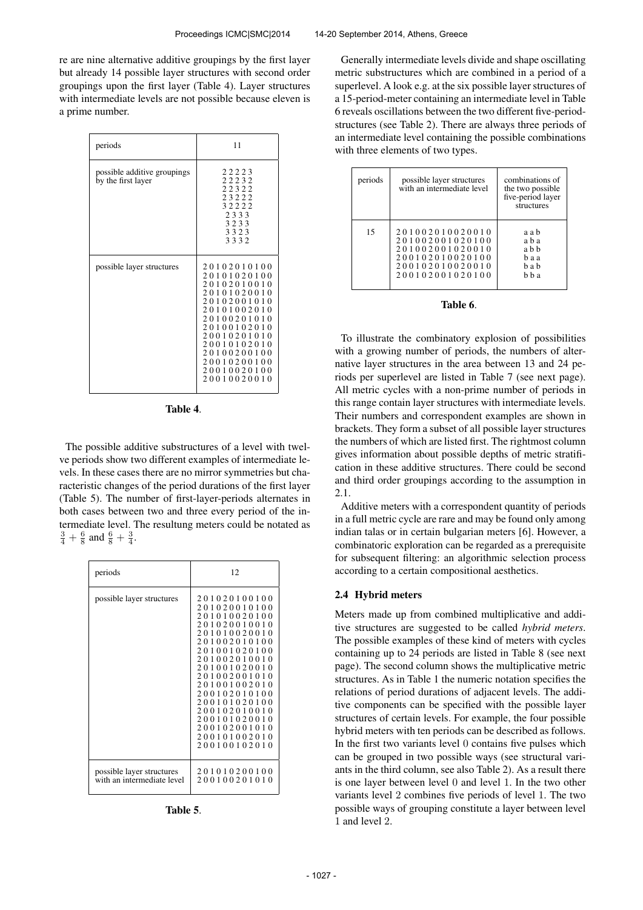re are nine alternative additive groupings by the first layer but already 14 possible layer structures with second order groupings upon the first layer (Table 4). Layer structures with intermediate levels are not possible because eleven is a prime number.

| periods | 11 |
|---|---|
| possible additive groupings by the first layer | 2 2 2 2 3<br>2 2 2 3 2<br>2 2 3 2 2<br>2 3 2 2 2<br>3 2 2 2 2<br>2 3 3 3<br>3 2 3 3<br>3 3 2 3<br>3 3 3 2 |
| possible layer structures | 2 0 1 0 2 0 1 0 1 0 0<br>2 0 1 0 1 0 2 0 1 0 0<br>2 0 1 0 2 0 1 0 0 1 0<br>2 0 1 0 1 0 2 0 0 1 0<br>2 0 1 0 2 0 0 1 0 1 0<br>2 0 1 0 1 0 0 2 0 1 0<br>2 0 1 0 0 2 0 1 0 1 0<br>2 0 1 0 0 1 0 2 0 1 0<br>2 0 0 1 0 2 0 1 0 1 0<br>2 0 0 1 0 1 0 2 0 1 0<br>2 0 1 0 0 2 0 0 1 0 0<br>2 0 0 1 0 2 0 0 1 0 0<br>2 0 0 1 0 0 2 0 1 0 0<br>2 0 0 1 0 0 2 0 0 1 0 |

**Table 4**.

The possible additive substructures of a level with twelve periods show two different examples of intermediate levels. In these cases there are no mirror symmetries but characteristic changes of the period durations of the first layer (Table 5). The number of first-layer-periods alternates in both cases between two and three every period of the intermediate level. The resultung meters could be notated as $\frac{3}{4} + \frac{6}{8}$ and $\frac{6}{8} + \frac{3}{4}$.

| periods | 12 |
|---|---|
| possible layer structures | 2 0 1 0 2 0 1 0 0 1 0 0<br>2 0 1 0 2 0 0 1 0 1 0 0<br>2 0 1 0 1 0 0 2 0 1 0 0<br>2 0 1 0 2 0 0 1 0 0 1 0<br>2 0 1 0 1 0 0 2 0 0 1 0<br>2 0 1 0 0 2 0 1 0 1 0 0<br>2 0 1 0 0 1 0 2 0 1 0 0<br>2 0 1 0 0 2 0 1 0 0 1 0<br>2 0 1 0 0 1 0 2 0 0 1 0<br>2 0 1 0 0 2 0 0 1 0 1 0<br>2 0 1 0 0 1 0 0 2 0 1 0<br>2 0 0 1 0 2 0 1 0 1 0 0<br>2 0 0 1 0 1 0 2 0 1 0 0<br>2 0 0 1 0 2 0 1 0 0 1 0<br>2 0 0 1 0 1 0 2 0 0 1 0<br>2 0 0 1 0 2 0 0 1 0 1 0<br>2 0 0 1 0 1 0 0 2 0 1 0<br>2 0 0 1 0 0 1 0 2 0 1 0 |
| possible layer structures with an intermediate level | 2 0 1 0 1 0 2 0 0 1 0 0<br>2 0 0 1 0 0 2 0 1 0 1 0 |

**Table 5**.

Generally intermediate levels divide and shape oscillating metric substructures which are combined in a period of a superlevel. A look e.g. at the six possible layer structures of a 15-period-meter containing an intermediate level in Table 6 reveals oscillations between the two different five-period-structures (see Table 2). There are always three periods of an intermediate level containing the possible combinations with three elements of two types.

| periods | possible layer structures with an intermediate level | combinations of the two possible five-period layer structures |
|---|---|---|
| 15 | 2 0 1 0 0 2 0 1 0 0 2 0 0 1 0<br>2 0 1 0 0 2 0 0 1 0 2 0 1 0 0<br>2 0 1 0 0 2 0 0 1 0 2 0 0 1 0<br>2 0 0 1 0 2 0 1 0 0 2 0 1 0 0<br>2 0 0 1 0 2 0 1 0 0 2 0 0 1 0<br>2 0 0 1 0 2 0 0 1 0 2 0 1 0 0 | a a b<br>a b a<br>a b b<br>b a a<br>b a b<br>b b a |

**Table 6**.

To illustrate the combinatory explosion of possibilities with a growing number of periods, the numbers of alternative layer structures in the area between 13 and 24 periods per superlevel are listed in Table 7 (see next page). All metric cycles with a non-prime number of periods in this range contain layer structures with intermediate levels. Their numbers and correspondent examples are shown in brackets. They form a subset of all possible layer structures the numbers of which are listed first. The rightmost column gives information about possible depths of metric stratification in these additive structures. There could be second and third order groupings according to the assumption in 2.1.

Additive meters with a correspondent quantity of periods in a full metric cycle are rare and may be found only among indian talas or in certain bulgarian meters [6]. However, a combinatoric exploration can be regarded as a prerequisite for subsequent filtering: an algorithmic selection process according to a certain compositional aesthetics.

### 2.4 Hybrid meters

Meters made up from combined multiplicative and additive structures are suggested to be called *hybrid meters*. The possible examples of these kind of meters with cycles containing up to 24 periods are listed in Table 8 (see next page). The second column shows the multiplicative metric structures. As in Table 1 the numeric notation specifies the relations of period durations of adjacent levels. The additive components can be specified with the possible layer structures of certain levels. For example, the four possible hybrid meters with ten periods can be described as follows. In the first two variants level 0 contains five pulses which can be grouped in two possible ways (see structural variants in the third column, see also Table 2). As a result there is one layer between level 0 and level 1. In the two other variants level 2 combines five periods of level 1. The two possible ways of grouping constitute a layer between level 1 and level 2.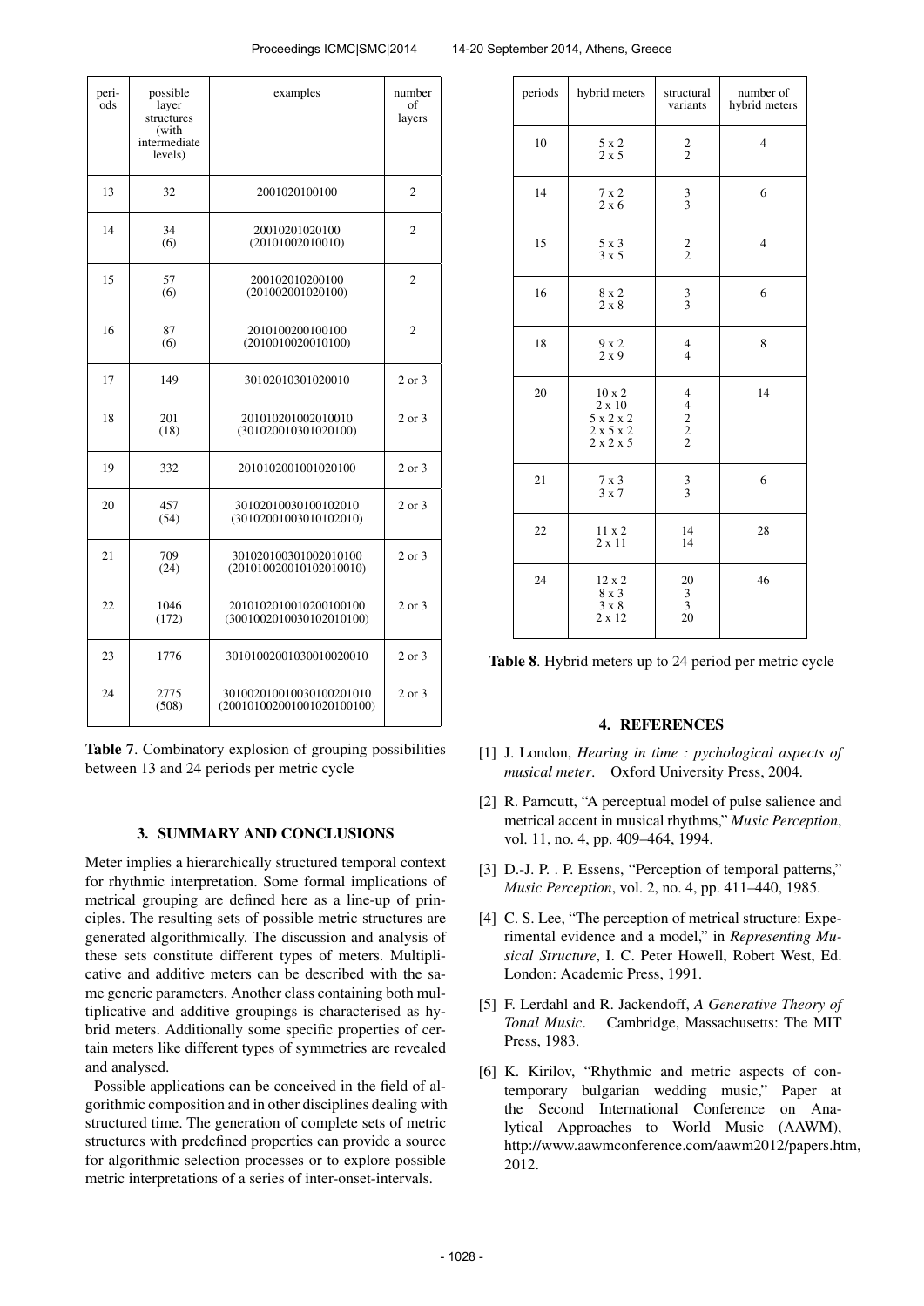| periods | possible layer structures (with intermediate levels) | examples | number of layers |
|---|---|---|---|
| 13 | 32 | 2001020100100 | 2 |
| 14 | 34 (6) | 20010201020100 (20101002010010) | 2 |
| 15 | 57 (6) | 200102010200100 (201002001020100) | 2 |
| 16 | 87 (6) | 2010100200100100 (2010010020010100) | 2 |
| 17 | 149 | 30102010301020010 | 2 or 3 |
| 18 | 201 | 201010201002010010 (301020010301020100) | 2 or 3 |
| 19 | 332 | 2010102001001020100 | 2 or 3 |
| 20 | 457 (54) | 30102010030100102010 (30102001003010102010) | 2 or 3 |
| 21 | 709 (24) | 301020100301002010100 (201010020010102010010) | 2 or 3 |
| 22 | 1046 (172) | 2010102010010200100100 (3001002010030102010100) | 2 or 3 |
| 23 | 1776 | 30101002001030010020010 | 2 or 3 |
| 24 | 2775 (508) | 301002010010030100201010 (200101002001001020100100) | 2 or 3 |

**Table 7**. Combinatory explosion of grouping possibilities between 13 and 24 periods per metric cycle

## 3. SUMMARY AND CONCLUSIONS

Meter implies a hierarchically structured temporal context for rhythmic interpretation. Some formal implications of metrical grouping are defined here as a line-up of principles. The resulting sets of possible metric structures are generated algorithmically. The discussion and analysis of these sets constitute different types of meters. Multiplicative and additive meters can be described with the same generic parameters. Another class containing both multiplicative and additive groupings is characterised as hybrid meters. Additionally some specific properties of certain meters like different types of symmetries are revealed and analysed.

Possible applications can be conceived in the field of algorithmic composition and in other disciplines dealing with structured time. The generation of complete sets of metric structures with predefined properties can provide a source for algorithmic selection processes or to explore possible metric interpretations of a series of inter-onset-intervals.

| periods | hybrid meters | structural variants | number of hybrid meters |
|---|---|---|---|
| 10 | 5 x 2<br>2 x 5 | 2<br>2 | 4 |
| 14 | 7 x 2<br>2 x 6 | 3<br>3 | 6 |
| 15 | 5 x 3<br>3 x 5 | 2<br>2 | 4 |
| 16 | 8 x 2<br>2 x 8 | 3<br>3 | 6 |
| 18 | 9 x 2<br>2 x 9 | 4<br>4 | 8 |
| 20 | 10 x 2<br>2 x 10<br>5 x 2 x 2<br>2 x 5 x 2<br>2 x 2 x 5 | 4<br>4<br>2<br>2<br>2 | 14 |
| 21 | 7 x 3<br>3 x 7 | 3<br>3 | 6 |
| 22 | 11 x 2<br>2 x 11 | 14<br>14 | 28 |
| 24 | 12 x 2<br>8 x 3<br>3 x 8<br>2 x 12 | 20<br>3<br>3<br>20 | 46 |

**Table 8**. Hybrid meters up to 24 period per metric cycle

## 4. REFERENCES

[1] J. London, *Hearing in time : pychological aspects of musical meter*. Oxford University Press, 2004.

[2] R. Parncutt, "A perceptual model of pulse salience and metrical accent in musical rhythms," *Music Perception*, vol. 11, no. 4, pp. 409–464, 1994.

[3] D.-J. P. . P. Essens, "Perception of temporal patterns," *Music Perception*, vol. 2, no. 4, pp. 411–440, 1985.

[4] C. S. Lee, "The perception of metrical structure: Experimental evidence and a model," in *Representing Musical Structure*, I. C. Peter Howell, Robert West, Ed. London: Academic Press, 1991.

[5] F. Lerdahl and R. Jackendoff, *A Generative Theory of Tonal Music*. Cambridge, Massachusetts: The MIT Press, 1983.

[6] K. Kirilov, "Rhythmic and metric aspects of contemporary bulgarian wedding music," Paper at the Second International Conference on Analytical Approaches to World Music (AAWM), http://www.aawmconference.com/aawm2012/papers.htm, 2012.